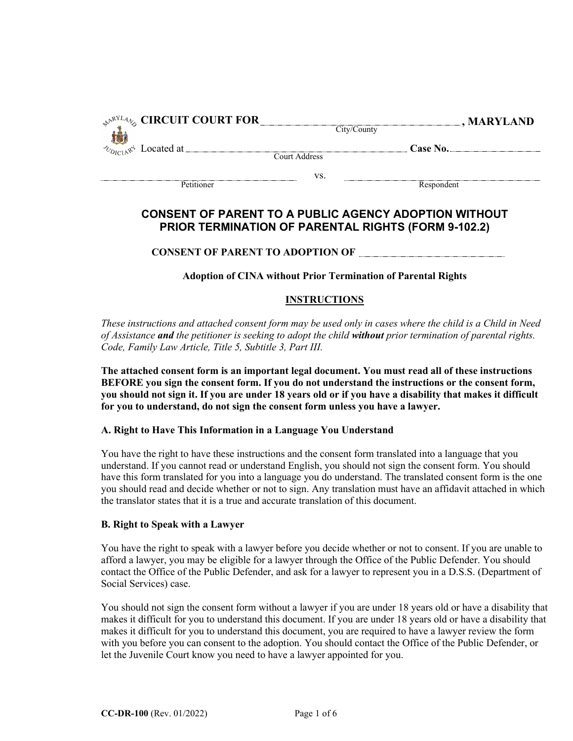**CIRCUIT COURT FOR** ______________________________ **, MARYLAND**
City/County

Located at ______________________________ **Case No.** ____________
Court Address

______________________________ vs. ______________________________
Petitioner                                                            Respondent

## CONSENT OF PARENT TO A PUBLIC AGENCY ADOPTION WITHOUT PRIOR TERMINATION OF PARENTAL RIGHTS (FORM 9-102.2)

**CONSENT OF PARENT TO ADOPTION OF** ______________________________

**Adoption of CINA without Prior Termination of Parental Rights**

### INSTRUCTIONS

*These instructions and attached consent form may be used only in cases where the child is a Child in Need of Assistance **and** the petitioner is seeking to adopt the child **without** prior termination of parental rights. Code, Family Law Article, Title 5, Subtitle 3, Part III.*

**The attached consent form is an important legal document. You must read all of these instructions BEFORE you sign the consent form. If you do not understand the instructions or the consent form, you should not sign it. If you are under 18 years old or if you have a disability that makes it difficult for you to understand, do not sign the consent form unless you have a lawyer.**

**A. Right to Have This Information in a Language You Understand**

You have the right to have these instructions and the consent form translated into a language that you understand. If you cannot read or understand English, you should not sign the consent form. You should have this form translated for you into a language you do understand. The translated consent form is the one you should read and decide whether or not to sign. Any translation must have an affidavit attached in which the translator states that it is a true and accurate translation of this document.

**B. Right to Speak with a Lawyer**

You have the right to speak with a lawyer before you decide whether or not to consent. If you are unable to afford a lawyer, you may be eligible for a lawyer through the Office of the Public Defender. You should contact the Office of the Public Defender, and ask for a lawyer to represent you in a D.S.S. (Department of Social Services) case.

You should not sign the consent form without a lawyer if you are under 18 years old or have a disability that makes it difficult for you to understand this document. If you are under 18 years old or have a disability that makes it difficult for you to understand this document, you are required to have a lawyer review the form with you before you can consent to the adoption. You should contact the Office of the Public Defender, or let the Juvenile Court know you need to have a lawyer appointed for you.

**CC-DR-100** (Rev. 01/2022)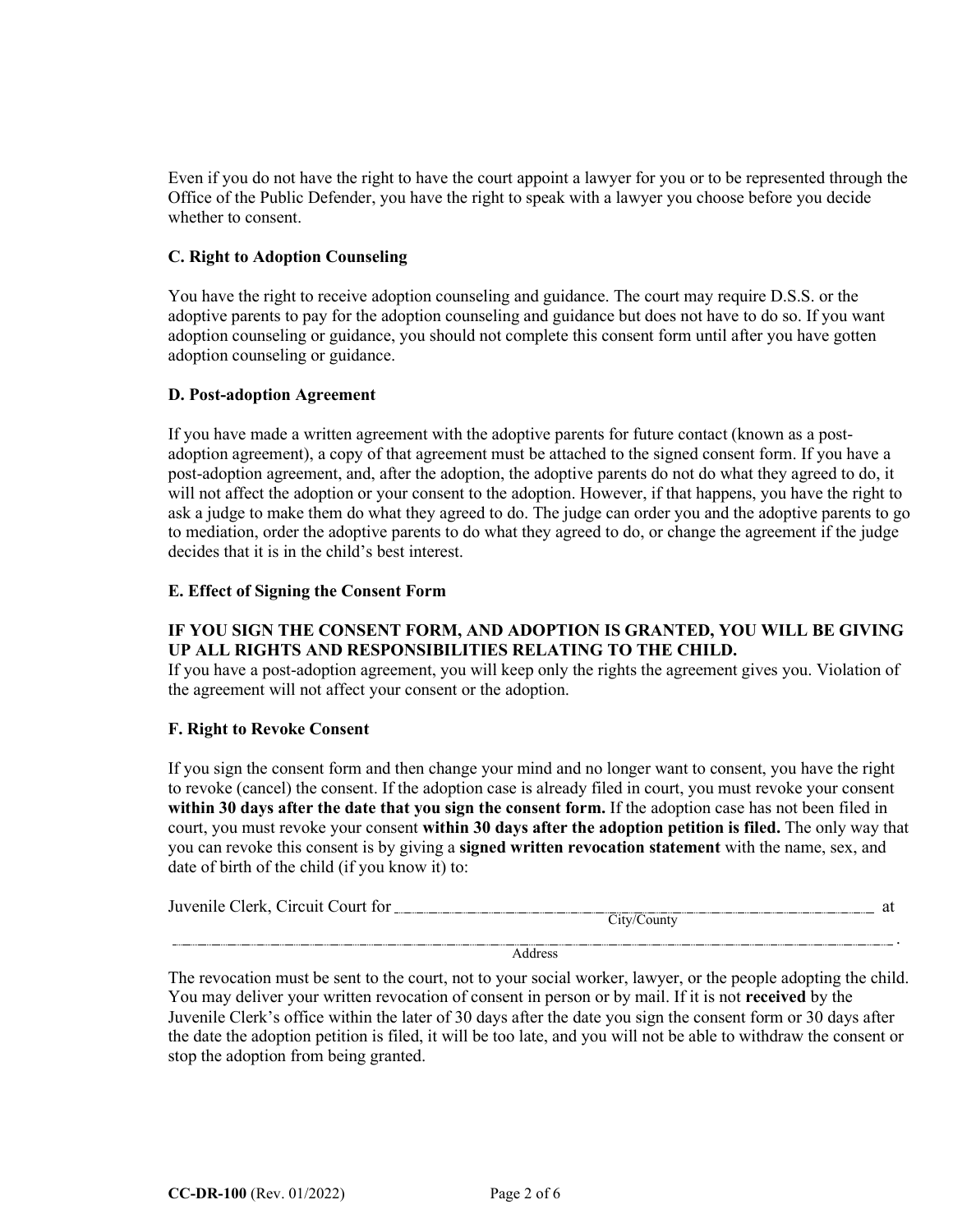Even if you do not have the right to have the court appoint a lawyer for you or to be represented through the Office of the Public Defender, you have the right to speak with a lawyer you choose before you decide whether to consent.

### C. Right to Adoption Counseling

You have the right to receive adoption counseling and guidance. The court may require D.S.S. or the adoptive parents to pay for the adoption counseling and guidance but does not have to do so. If you want adoption counseling or guidance, you should not complete this consent form until after you have gotten adoption counseling or guidance.

### D. Post-adoption Agreement

If you have made a written agreement with the adoptive parents for future contact (known as a post-adoption agreement), a copy of that agreement must be attached to the signed consent form. If you have a post-adoption agreement, and, after the adoption, the adoptive parents do not do what they agreed to do, it will not affect the adoption or your consent to the adoption. However, if that happens, you have the right to ask a judge to make them do what they agreed to do. The judge can order you and the adoptive parents to go to mediation, order the adoptive parents to do what they agreed to do, or change the agreement if the judge decides that it is in the child's best interest.

### E. Effect of Signing the Consent Form

**IF YOU SIGN THE CONSENT FORM, AND ADOPTION IS GRANTED, YOU WILL BE GIVING UP ALL RIGHTS AND RESPONSIBILITIES RELATING TO THE CHILD.**
If you have a post-adoption agreement, you will keep only the rights the agreement gives you. Violation of the agreement will not affect your consent or the adoption.

### F. Right to Revoke Consent

If you sign the consent form and then change your mind and no longer want to consent, you have the right to revoke (cancel) the consent. If the adoption case is already filed in court, you must revoke your consent **within 30 days after the date that you sign the consent form.** If the adoption case has not been filed in court, you must revoke your consent **within 30 days after the adoption petition is filed.** The only way that you can revoke this consent is by giving a **signed written revocation statement** with the name, sex, and date of birth of the child (if you know it) to:

Juvenile Clerk, Circuit Court for ______________________________ at
City/County

______________________________________________ .
Address

The revocation must be sent to the court, not to your social worker, lawyer, or the people adopting the child. You may deliver your written revocation of consent in person or by mail. If it is not **received** by the Juvenile Clerk's office within the later of 30 days after the date you sign the consent form or 30 days after the date the adoption petition is filed, it will be too late, and you will not be able to withdraw the consent or stop the adoption from being granted.

CC-DR-100 (Rev. 01/2022)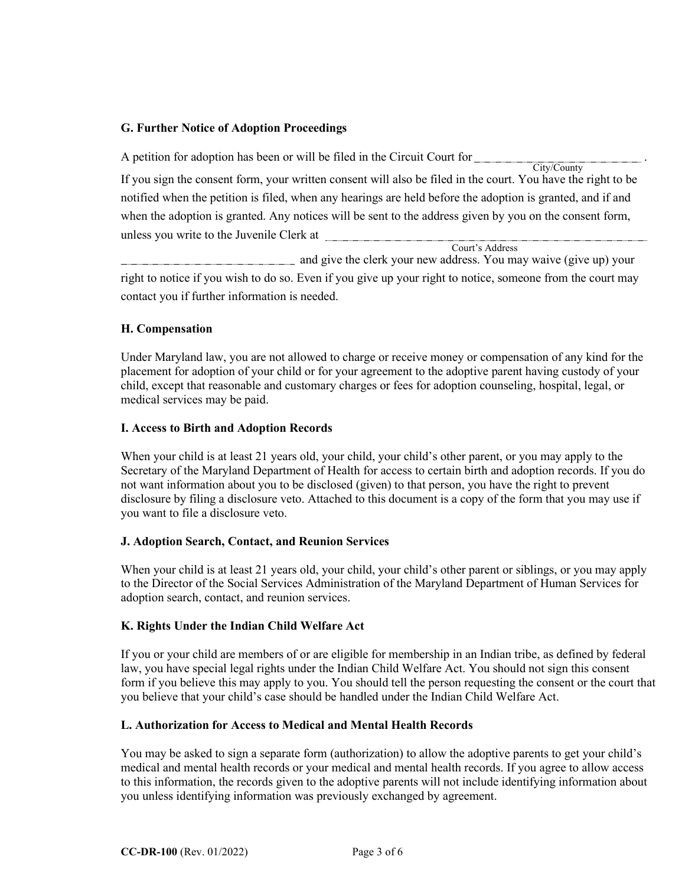**G. Further Notice of Adoption Proceedings**

A petition for adoption has been or will be filed in the Circuit Court for ______________________ (City/County).
If you sign the consent form, your written consent will also be filed in the court. You have the right to be notified when the petition is filed, when any hearings are held before the adoption is granted, and if and when the adoption is granted. Any notices will be sent to the address given by you on the consent form, unless you write to the Juvenile Clerk at ______________________________________ (Court's Address) ______________________ and give the clerk your new address. You may waive (give up) your right to notice if you wish to do so. Even if you give up your right to notice, someone from the court may contact you if further information is needed.

**H. Compensation**

Under Maryland law, you are not allowed to charge or receive money or compensation of any kind for the placement for adoption of your child or for your agreement to the adoptive parent having custody of your child, except that reasonable and customary charges or fees for adoption counseling, hospital, legal, or medical services may be paid.

**I. Access to Birth and Adoption Records**

When your child is at least 21 years old, your child, your child's other parent, or you may apply to the Secretary of the Maryland Department of Health for access to certain birth and adoption records. If you do not want information about you to be disclosed (given) to that person, you have the right to prevent disclosure by filing a disclosure veto. Attached to this document is a copy of the form that you may use if you want to file a disclosure veto.

**J. Adoption Search, Contact, and Reunion Services**

When your child is at least 21 years old, your child, your child's other parent or siblings, or you may apply to the Director of the Social Services Administration of the Maryland Department of Human Services for adoption search, contact, and reunion services.

**K. Rights Under the Indian Child Welfare Act**

If you or your child are members of or are eligible for membership in an Indian tribe, as defined by federal law, you have special legal rights under the Indian Child Welfare Act. You should not sign this consent form if you believe this may apply to you. You should tell the person requesting the consent or the court that you believe that your child's case should be handled under the Indian Child Welfare Act.

**L. Authorization for Access to Medical and Mental Health Records**

You may be asked to sign a separate form (authorization) to allow the adoptive parents to get your child's medical and mental health records or your medical and mental health records. If you agree to allow access to this information, the records given to the adoptive parents will not include identifying information about you unless identifying information was previously exchanged by agreement.

**CC-DR-100** (Rev. 01/2022)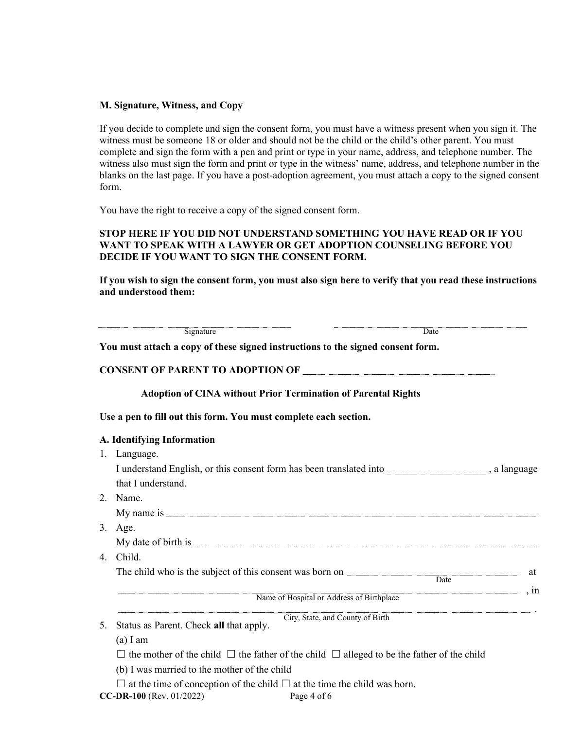**M. Signature, Witness, and Copy**

If you decide to complete and sign the consent form, you must have a witness present when you sign it. The witness must be someone 18 or older and should not be the child or the child's other parent. You must complete and sign the form with a pen and print or type in your name, address, and telephone number. The witness also must sign the form and print or type in the witness' name, address, and telephone number in the blanks on the last page. If you have a post-adoption agreement, you must attach a copy to the signed consent form.

You have the right to receive a copy of the signed consent form.

**STOP HERE IF YOU DID NOT UNDERSTAND SOMETHING YOU HAVE READ OR IF YOU WANT TO SPEAK WITH A LAWYER OR GET ADOPTION COUNSELING BEFORE YOU DECIDE IF YOU WANT TO SIGN THE CONSENT FORM.**

**If you wish to sign the consent form, you must also sign here to verify that you read these instructions and understood them:**

\_\_\_\_\_\_\_\_\_\_\_\_\_\_\_\_\_\_\_\_\_\_\_\_\_\_\_\_\_\_ \_\_\_\_\_\_\_\_\_\_\_\_\_\_\_\_\_\_\_\_\_\_\_\_\_\_\_\_\_\_
Signature Date

**You must attach a copy of these signed instructions to the signed consent form.**

**CONSENT OF PARENT TO ADOPTION OF \_\_\_\_\_\_\_\_\_\_\_\_\_\_\_\_\_\_\_\_\_\_\_\_\_\_\_\_\_\_**

**Adoption of CINA without Prior Termination of Parental Rights**

**Use a pen to fill out this form. You must complete each section.**

**A. Identifying Information**

1. Language.
   I understand English, or this consent form has been translated into \_\_\_\_\_\_\_\_\_\_\_\_\_\_\_\_\_\_, a language that I understand.
2. Name.
   My name is \_\_\_\_\_\_\_\_\_\_\_\_\_\_\_\_\_\_\_\_\_\_\_\_\_\_\_\_\_\_\_\_\_\_\_\_\_\_\_\_\_\_\_\_\_\_\_\_\_\_\_\_\_\_\_\_
3. Age.
   My date of birth is \_\_\_\_\_\_\_\_\_\_\_\_\_\_\_\_\_\_\_\_\_\_\_\_\_\_\_\_\_\_\_\_\_\_\_\_\_\_\_\_\_\_\_\_\_\_\_\_\_\_\_\_
4. Child.
   The child who is the subject of this consent was born on \_\_\_\_\_\_\_\_\_\_\_\_\_\_\_\_\_\_\_\_\_\_\_\_ at
   Date
   \_\_\_\_\_\_\_\_\_\_\_\_\_\_\_\_\_\_\_\_\_\_\_\_\_\_\_\_\_\_\_\_\_\_\_\_\_\_\_\_\_\_\_\_\_\_\_\_\_\_\_\_\_\_\_\_\_\_\_\_\_\_\_\_\_\_, in
   Name of Hospital or Address of Birthplace
   \_\_\_\_\_\_\_\_\_\_\_\_\_\_\_\_\_\_\_\_\_\_\_\_\_\_\_\_\_\_\_\_\_\_\_\_\_\_\_\_\_\_\_\_\_\_\_\_\_\_\_\_\_\_\_\_\_\_\_\_\_\_\_\_\_\_.
   City, State, and County of Birth
5. Status as Parent. Check **all** that apply.
   (a) I am
   ☐ the mother of the child ☐ the father of the child ☐ alleged to be the father of the child
   (b) I was married to the mother of the child
   ☐ at the time of conception of the child ☐ at the time the child was born.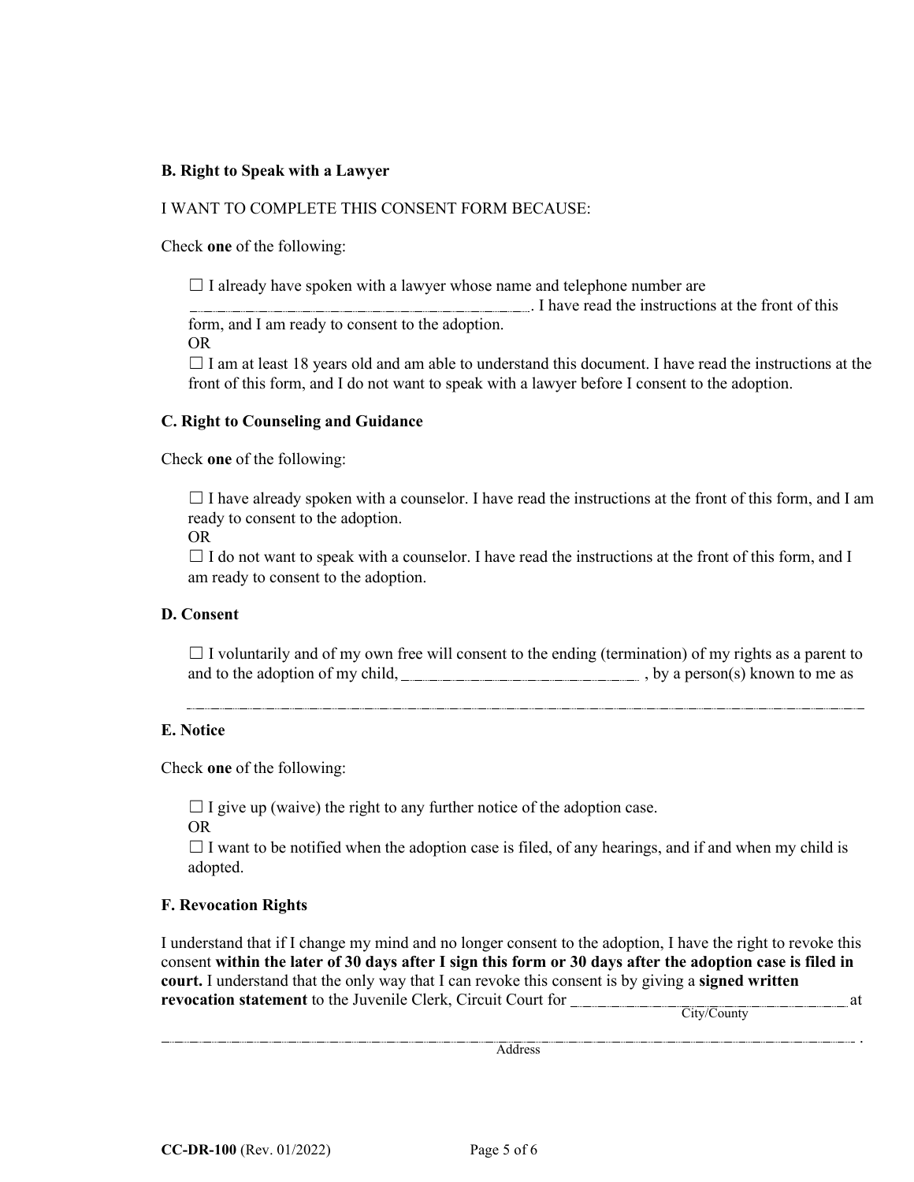**B. Right to Speak with a Lawyer**

I WANT TO COMPLETE THIS CONSENT FORM BECAUSE:

Check **one** of the following:

☐ I already have spoken with a lawyer whose name and telephone number are ________________________________. I have read the instructions at the front of this form, and I am ready to consent to the adoption.

OR

☐ I am at least 18 years old and am able to understand this document. I have read the instructions at the front of this form, and I do not want to speak with a lawyer before I consent to the adoption.

**C. Right to Counseling and Guidance**

Check **one** of the following:

☐ I have already spoken with a counselor. I have read the instructions at the front of this form, and I am ready to consent to the adoption.

OR

☐ I do not want to speak with a counselor. I have read the instructions at the front of this form, and I am ready to consent to the adoption.

**D. Consent**

☐ I voluntarily and of my own free will consent to the ending (termination) of my rights as a parent to and to the adoption of my child, ______________________ , by a person(s) known to me as

________________________________________________________________

**E. Notice**

Check **one** of the following:

☐ I give up (waive) the right to any further notice of the adoption case.

OR

☐ I want to be notified when the adoption case is filed, of any hearings, and if and when my child is adopted.

**F. Revocation Rights**

I understand that if I change my mind and no longer consent to the adoption, I have the right to revoke this consent **within the later of 30 days after I sign this form or 30 days after the adoption case is filed in court.** I understand that the only way that I can revoke this consent is by giving a **signed written revocation statement** to the Juvenile Clerk, Circuit Court for ________________________ at
City/County

________________________________________________________________ .
Address

CC-DR-100 (Rev. 01/2022)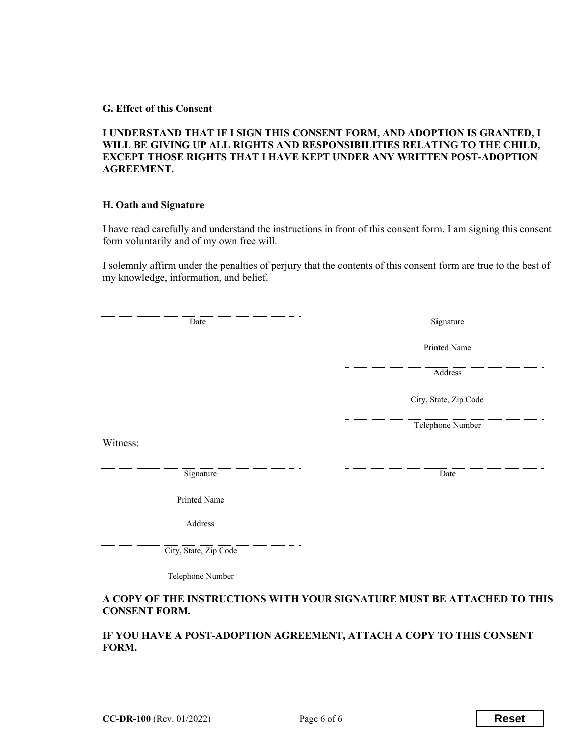**G. Effect of this Consent**

**I UNDERSTAND THAT IF I SIGN THIS CONSENT FORM, AND ADOPTION IS GRANTED, I WILL BE GIVING UP ALL RIGHTS AND RESPONSIBILITIES RELATING TO THE CHILD, EXCEPT THOSE RIGHTS THAT I HAVE KEPT UNDER ANY WRITTEN POST-ADOPTION AGREEMENT.**

**H. Oath and Signature**

I have read carefully and understand the instructions in front of this consent form. I am signing this consent form voluntarily and of my own free will.

I solemnly affirm under the penalties of perjury that the contents of this consent form are true to the best of my knowledge, information, and belief.

| | |
|---|---|
| \_\_\_\_\_\_\_\_\_\_\_\_\_\_\_\_\_\_\_\_ Date | \_\_\_\_\_\_\_\_\_\_\_\_\_\_\_\_\_\_\_\_ Signature |
| | \_\_\_\_\_\_\_\_\_\_\_\_\_\_\_\_\_\_\_\_ Printed Name |
| | \_\_\_\_\_\_\_\_\_\_\_\_\_\_\_\_\_\_\_\_ Address |
| | \_\_\_\_\_\_\_\_\_\_\_\_\_\_\_\_\_\_\_\_ City, State, Zip Code |
| | \_\_\_\_\_\_\_\_\_\_\_\_\_\_\_\_\_\_\_\_ Telephone Number |

Witness:

| | |
|---|---|
| \_\_\_\_\_\_\_\_\_\_\_\_\_\_\_\_\_\_\_\_ Signature | \_\_\_\_\_\_\_\_\_\_\_\_\_\_\_\_\_\_\_\_ Date |
| \_\_\_\_\_\_\_\_\_\_\_\_\_\_\_\_\_\_\_\_ Printed Name | |
| \_\_\_\_\_\_\_\_\_\_\_\_\_\_\_\_\_\_\_\_ Address | |
| \_\_\_\_\_\_\_\_\_\_\_\_\_\_\_\_\_\_\_\_ City, State, Zip Code | |
| \_\_\_\_\_\_\_\_\_\_\_\_\_\_\_\_\_\_\_\_ Telephone Number | |

**A COPY OF THE INSTRUCTIONS WITH YOUR SIGNATURE MUST BE ATTACHED TO THIS CONSENT FORM.**

**IF YOU HAVE A POST-ADOPTION AGREEMENT, ATTACH A COPY TO THIS CONSENT FORM.**

**CC-DR-100** (Rev. 01/2022)

Reset